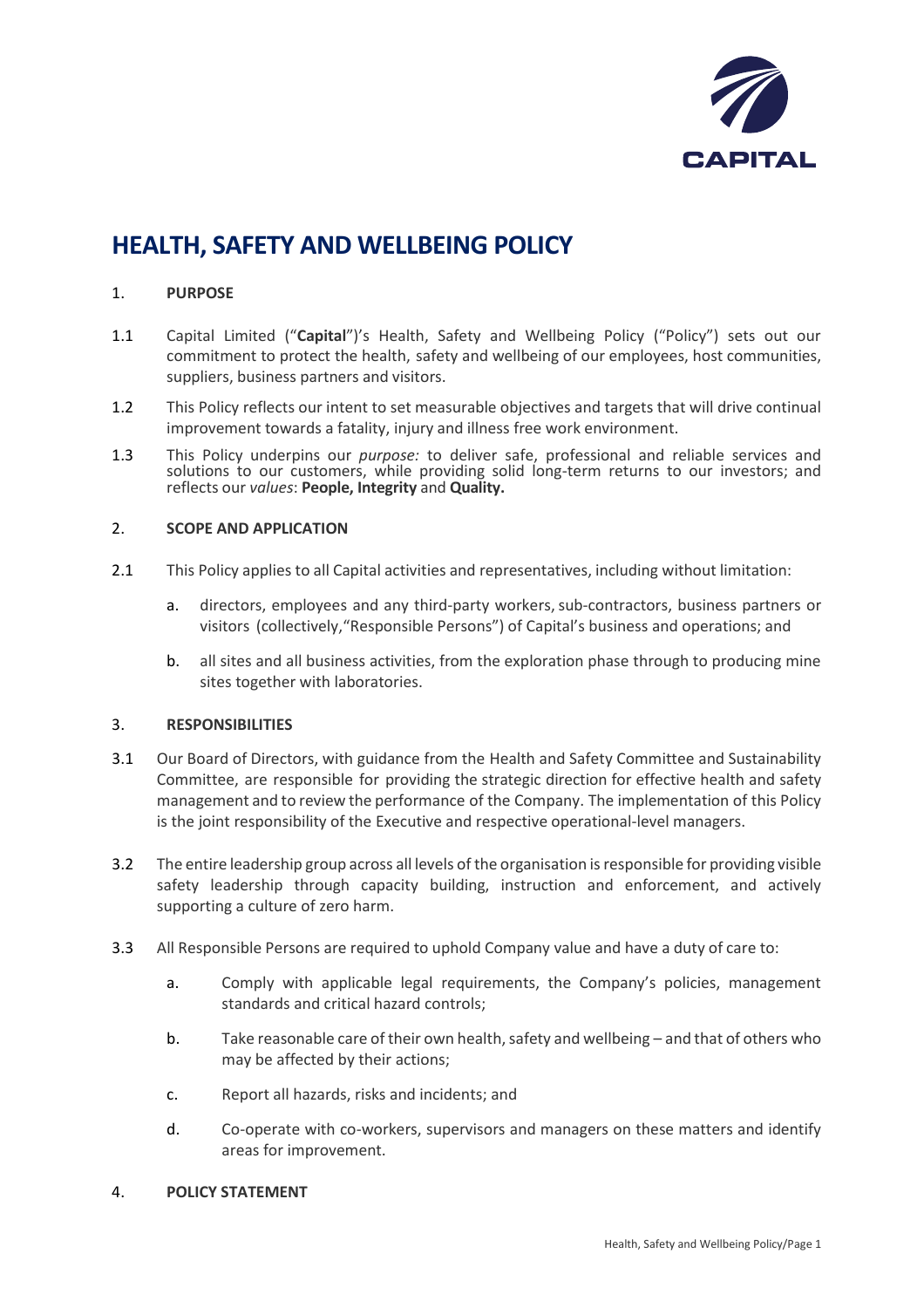# HEALTH, SAFETY AND WELLBEING POLICY

## 1. PURPOSE

1.1 Capital Limited ("**Capital**")'s Health, Safety and Wellbeing Policy ("Policy") sets out our commitment to protect the health, safety and wellbeing of our employees, host communities, suppliers, business partners and visitors.

1.2 This Policy reflects our intent to set measurable objectives and targets that will drive continual improvement towards a fatality, injury and illness free work environment.

1.3 This Policy underpins our *purpose:* to deliver safe, professional and reliable services and solutions to our customers, while providing solid long-term returns to our investors; and reflects our *values*: **People, Integrity** and **Quality.**

## 2. SCOPE AND APPLICATION

2.1 This Policy applies to all Capital activities and representatives, including without limitation:

a. directors, employees and any third-party workers, sub-contractors, business partners or visitors (collectively,"Responsible Persons") of Capital's business and operations; and

b. all sites and all business activities, from the exploration phase through to producing mine sites together with laboratories.

## 3. RESPONSIBILITIES

3.1 Our Board of Directors, with guidance from the Health and Safety Committee and Sustainability Committee, are responsible for providing the strategic direction for effective health and safety management and to review the performance of the Company. The implementation of this Policy is the joint responsibility of the Executive and respective operational-level managers.

3.2 The entire leadership group across all levels of the organisation is responsible for providing visible safety leadership through capacity building, instruction and enforcement, and actively supporting a culture of zero harm.

3.3 All Responsible Persons are required to uphold Company value and have a duty of care to:

a. Comply with applicable legal requirements, the Company's policies, management standards and critical hazard controls;

b. Take reasonable care of their own health, safety and wellbeing – and that of others who may be affected by their actions;

c. Report all hazards, risks and incidents; and

d. Co-operate with co-workers, supervisors and managers on these matters and identify areas for improvement.

## 4. POLICY STATEMENT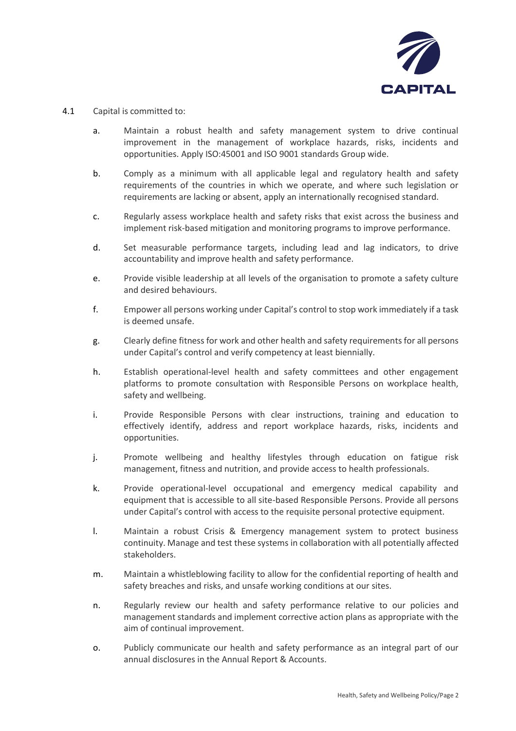4.1 Capital is committed to:

a. Maintain a robust health and safety management system to drive continual improvement in the management of workplace hazards, risks, incidents and opportunities. Apply ISO:45001 and ISO 9001 standards Group wide.

b. Comply as a minimum with all applicable legal and regulatory health and safety requirements of the countries in which we operate, and where such legislation or requirements are lacking or absent, apply an internationally recognised standard.

c. Regularly assess workplace health and safety risks that exist across the business and implement risk-based mitigation and monitoring programs to improve performance.

d. Set measurable performance targets, including lead and lag indicators, to drive accountability and improve health and safety performance.

e. Provide visible leadership at all levels of the organisation to promote a safety culture and desired behaviours.

f. Empower all persons working under Capital's control to stop work immediately if a task is deemed unsafe.

g. Clearly define fitness for work and other health and safety requirements for all persons under Capital's control and verify competency at least biennially.

h. Establish operational-level health and safety committees and other engagement platforms to promote consultation with Responsible Persons on workplace health, safety and wellbeing.

i. Provide Responsible Persons with clear instructions, training and education to effectively identify, address and report workplace hazards, risks, incidents and opportunities.

j. Promote wellbeing and healthy lifestyles through education on fatigue risk management, fitness and nutrition, and provide access to health professionals.

k. Provide operational-level occupational and emergency medical capability and equipment that is accessible to all site-based Responsible Persons. Provide all persons under Capital's control with access to the requisite personal protective equipment.

l. Maintain a robust Crisis & Emergency management system to protect business continuity. Manage and test these systems in collaboration with all potentially affected stakeholders.

m. Maintain a whistleblowing facility to allow for the confidential reporting of health and safety breaches and risks, and unsafe working conditions at our sites.

n. Regularly review our health and safety performance relative to our policies and management standards and implement corrective action plans as appropriate with the aim of continual improvement.

o. Publicly communicate our health and safety performance as an integral part of our annual disclosures in the Annual Report & Accounts.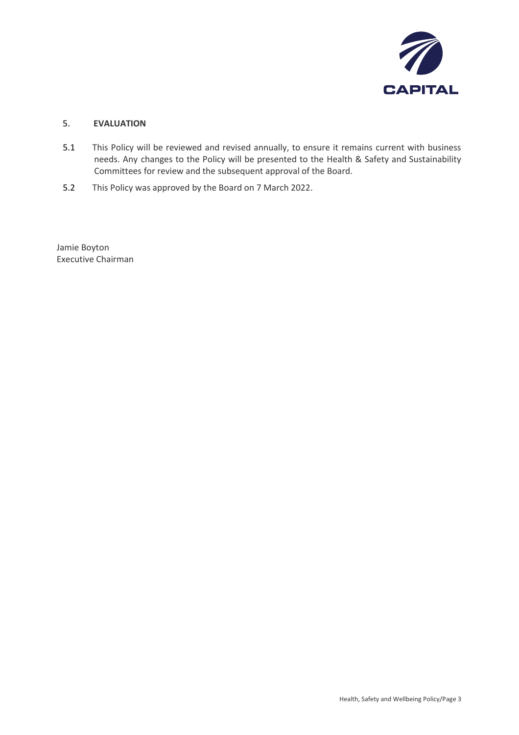## 5. EVALUATION

5.1 This Policy will be reviewed and revised annually, to ensure it remains current with business needs. Any changes to the Policy will be presented to the Health & Safety and Sustainability Committees for review and the subsequent approval of the Board.

5.2 This Policy was approved by the Board on 7 March 2022.

Jamie Boyton
Executive Chairman